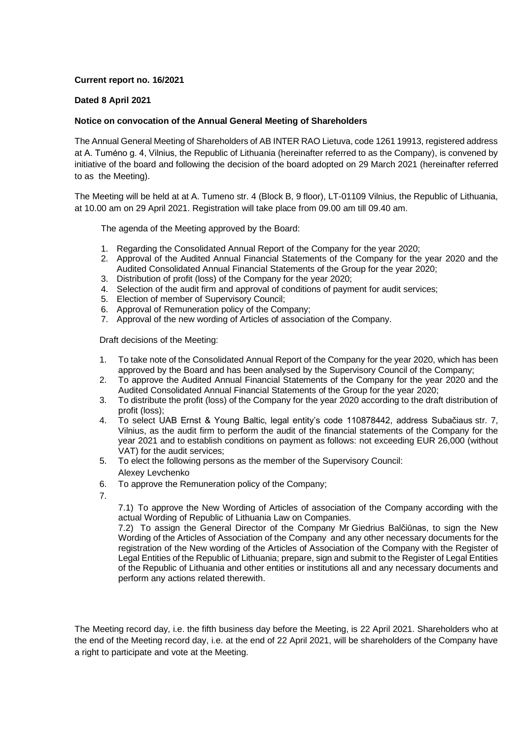**Current report no. 16/2021**

**Dated 8 April 2021**

**Notice on convocation of the Annual General Meeting of Shareholders**

The Annual General Meeting of Shareholders of AB INTER RAO Lietuva, code 1261 19913, registered address at A. Tumėno g. 4, Vilnius, the Republic of Lithuania (hereinafter referred to as the Company), is convened by initiative of the board and following the decision of the board adopted on 29 March 2021 (hereinafter referred to as the Meeting).

The Meeting will be held at at A. Tumeno str. 4 (Block B, 9 floor), LT-01109 Vilnius, the Republic of Lithuania, at 10.00 am on 29 April 2021. Registration will take place from 09.00 am till 09.40 am.

The agenda of the Meeting approved by the Board:

1. Regarding the Consolidated Annual Report of the Company for the year 2020;
2. Approval of the Audited Annual Financial Statements of the Company for the year 2020 and the Audited Consolidated Annual Financial Statements of the Group for the year 2020;
3. Distribution of profit (loss) of the Company for the year 2020;
4. Selection of the audit firm and approval of conditions of payment for audit services;
5. Election of member of Supervisory Council;
6. Approval of Remuneration policy of the Company;
7. Approval of the new wording of Articles of association of the Company.

Draft decisions of the Meeting:

1. To take note of the Consolidated Annual Report of the Company for the year 2020, which has been approved by the Board and has been analysed by the Supervisory Council of the Company;
2. To approve the Audited Annual Financial Statements of the Company for the year 2020 and the Audited Consolidated Annual Financial Statements of the Group for the year 2020;
3. To distribute the profit (loss) of the Company for the year 2020 according to the draft distribution of profit (loss);
4. To select UAB Ernst & Young Baltic, legal entity's code 110878442, address Subačiaus str. 7, Vilnius, as the audit firm to perform the audit of the financial statements of the Company for the year 2021 and to establish conditions on payment as follows: not exceeding EUR 26,000 (without VAT) for the audit services;
5. To elect the following persons as the member of the Supervisory Council:
   Alexey Levchenko
6. To approve the Remuneration policy of the Company;
7. 

   7.1) To approve the New Wording of Articles of association of the Company according with the actual Wording of Republic of Lithuania Law on Companies.

   7.2) To assign the General Director of the Company Mr Giedrius Balčiūnas, to sign the New Wording of the Articles of Association of the Company and any other necessary documents for the registration of the New wording of the Articles of Association of the Company with the Register of Legal Entities of the Republic of Lithuania; prepare, sign and submit to the Register of Legal Entities of the Republic of Lithuania and other entities or institutions all and any necessary documents and perform any actions related therewith.

The Meeting record day, i.e. the fifth business day before the Meeting, is 22 April 2021. Shareholders who at the end of the Meeting record day, i.e. at the end of 22 April 2021, will be shareholders of the Company have a right to participate and vote at the Meeting.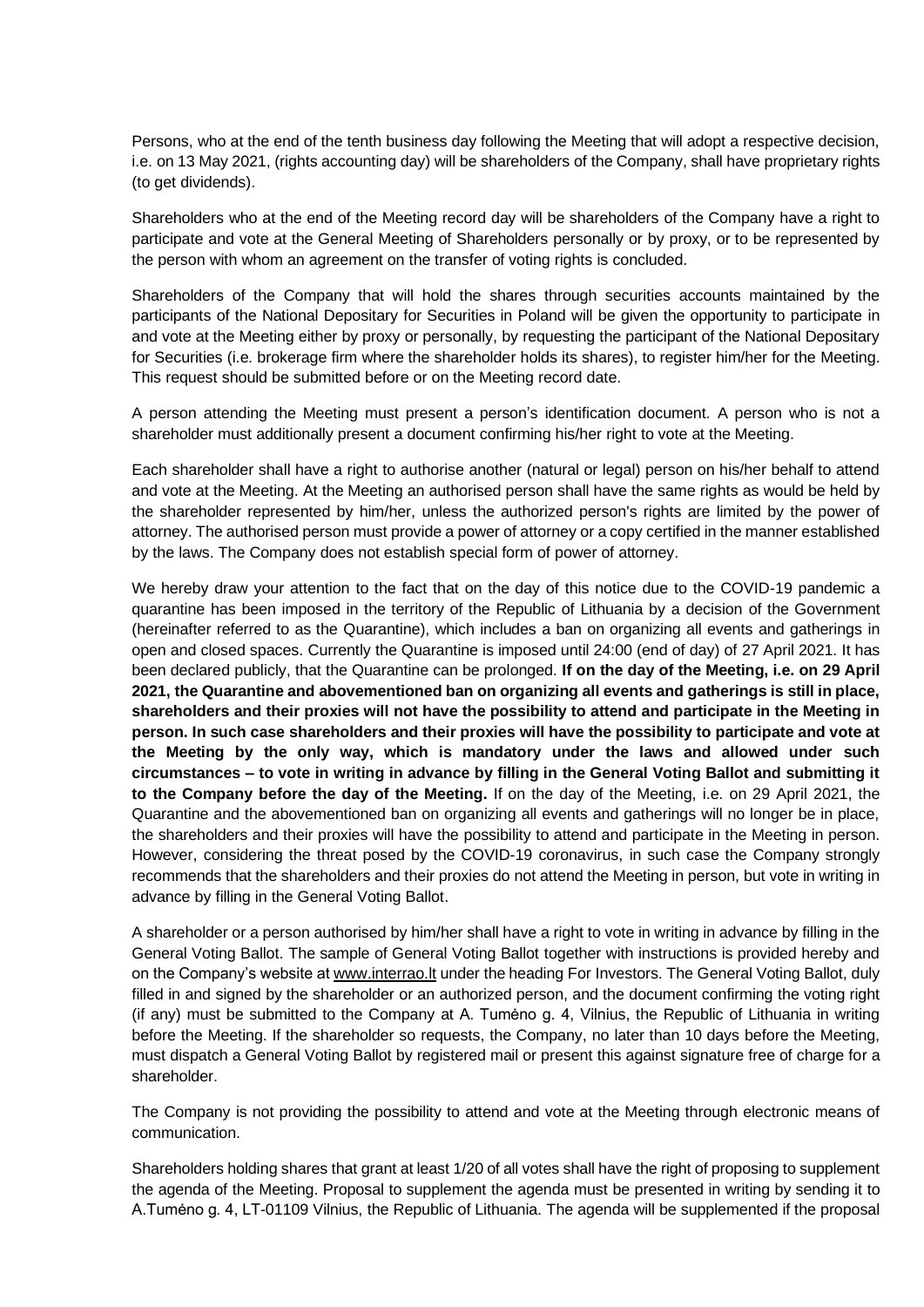Persons, who at the end of the tenth business day following the Meeting that will adopt a respective decision, i.e. on 13 May 2021, (rights accounting day) will be shareholders of the Company, shall have proprietary rights (to get dividends).

Shareholders who at the end of the Meeting record day will be shareholders of the Company have a right to participate and vote at the General Meeting of Shareholders personally or by proxy, or to be represented by the person with whom an agreement on the transfer of voting rights is concluded.

Shareholders of the Company that will hold the shares through securities accounts maintained by the participants of the National Depositary for Securities in Poland will be given the opportunity to participate in and vote at the Meeting either by proxy or personally, by requesting the participant of the National Depositary for Securities (i.e. brokerage firm where the shareholder holds its shares), to register him/her for the Meeting. This request should be submitted before or on the Meeting record date.

A person attending the Meeting must present a person's identification document. A person who is not a shareholder must additionally present a document confirming his/her right to vote at the Meeting.

Each shareholder shall have a right to authorise another (natural or legal) person on his/her behalf to attend and vote at the Meeting. At the Meeting an authorised person shall have the same rights as would be held by the shareholder represented by him/her, unless the authorized person's rights are limited by the power of attorney. The authorised person must provide a power of attorney or a copy certified in the manner established by the laws. The Company does not establish special form of power of attorney.

We hereby draw your attention to the fact that on the day of this notice due to the COVID-19 pandemic a quarantine has been imposed in the territory of the Republic of Lithuania by a decision of the Government (hereinafter referred to as the Quarantine), which includes a ban on organizing all events and gatherings in open and closed spaces. Currently the Quarantine is imposed until 24:00 (end of day) of 27 April 2021. It has been declared publicly, that the Quarantine can be prolonged. **If on the day of the Meeting, i.e. on 29 April 2021, the Quarantine and abovementioned ban on organizing all events and gatherings is still in place, shareholders and their proxies will not have the possibility to attend and participate in the Meeting in person. In such case shareholders and their proxies will have the possibility to participate and vote at the Meeting by the only way, which is mandatory under the laws and allowed under such circumstances – to vote in writing in advance by filling in the General Voting Ballot and submitting it to the Company before the day of the Meeting.** If on the day of the Meeting, i.e. on 29 April 2021, the Quarantine and the abovementioned ban on organizing all events and gatherings will no longer be in place, the shareholders and their proxies will have the possibility to attend and participate in the Meeting in person. However, considering the threat posed by the COVID-19 coronavirus, in such case the Company strongly recommends that the shareholders and their proxies do not attend the Meeting in person, but vote in writing in advance by filling in the General Voting Ballot.

A shareholder or a person authorised by him/her shall have a right to vote in writing in advance by filling in the General Voting Ballot. The sample of General Voting Ballot together with instructions is provided hereby and on the Company's website at www.interrao.lt under the heading For Investors. The General Voting Ballot, duly filled in and signed by the shareholder or an authorized person, and the document confirming the voting right (if any) must be submitted to the Company at A. Tumėno g. 4, Vilnius, the Republic of Lithuania in writing before the Meeting. If the shareholder so requests, the Company, no later than 10 days before the Meeting, must dispatch a General Voting Ballot by registered mail or present this against signature free of charge for a shareholder.

The Company is not providing the possibility to attend and vote at the Meeting through electronic means of communication.

Shareholders holding shares that grant at least 1/20 of all votes shall have the right of proposing to supplement the agenda of the Meeting. Proposal to supplement the agenda must be presented in writing by sending it to A.Tumėno g. 4, LT-01109 Vilnius, the Republic of Lithuania. The agenda will be supplemented if the proposal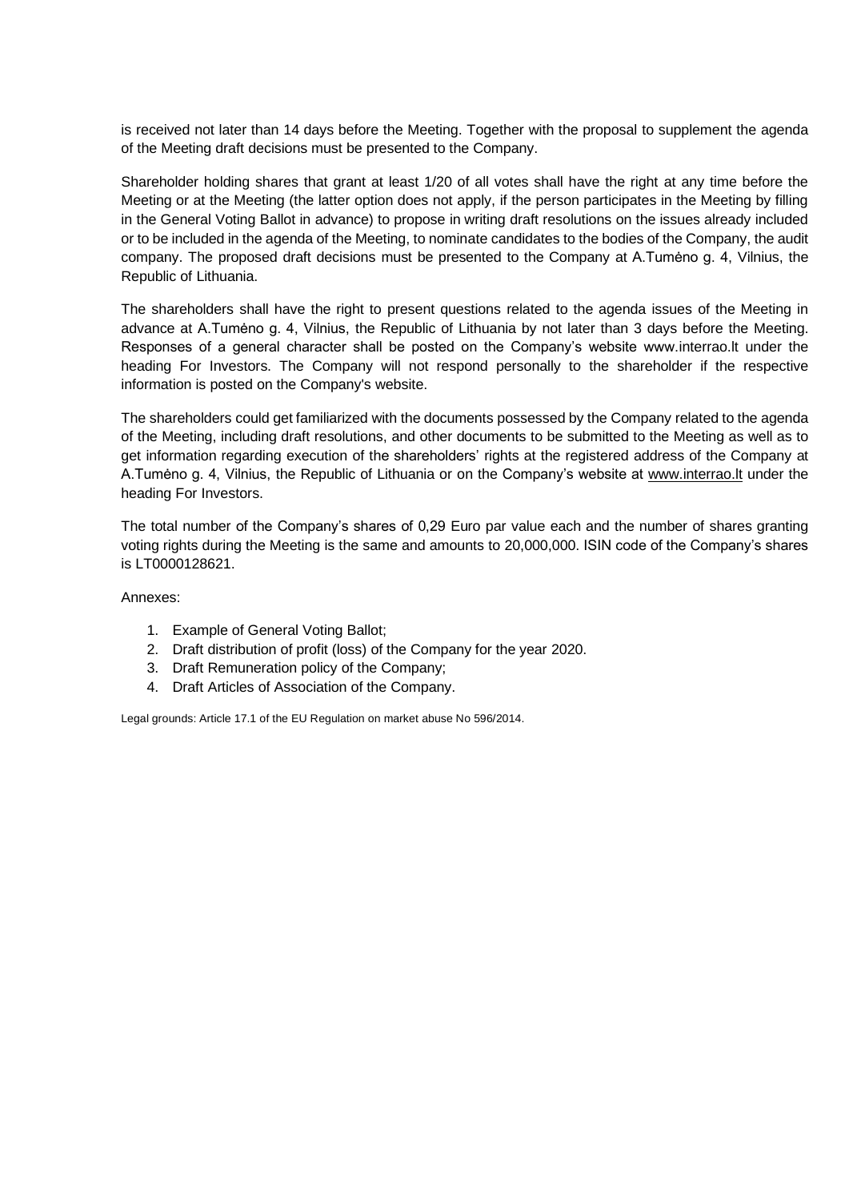is received not later than 14 days before the Meeting. Together with the proposal to supplement the agenda of the Meeting draft decisions must be presented to the Company.

Shareholder holding shares that grant at least 1/20 of all votes shall have the right at any time before the Meeting or at the Meeting (the latter option does not apply, if the person participates in the Meeting by filling in the General Voting Ballot in advance) to propose in writing draft resolutions on the issues already included or to be included in the agenda of the Meeting, to nominate candidates to the bodies of the Company, the audit company. The proposed draft decisions must be presented to the Company at A.Tumėno g. 4, Vilnius, the Republic of Lithuania.

The shareholders shall have the right to present questions related to the agenda issues of the Meeting in advance at A.Tumėno g. 4, Vilnius, the Republic of Lithuania by not later than 3 days before the Meeting. Responses of a general character shall be posted on the Company's website www.interrao.lt under the heading For Investors. The Company will not respond personally to the shareholder if the respective information is posted on the Company's website.

The shareholders could get familiarized with the documents possessed by the Company related to the agenda of the Meeting, including draft resolutions, and other documents to be submitted to the Meeting as well as to get information regarding execution of the shareholders' rights at the registered address of the Company at A.Tumėno g. 4, Vilnius, the Republic of Lithuania or on the Company's website at www.interrao.lt under the heading For Investors.

The total number of the Company's shares of 0,29 Euro par value each and the number of shares granting voting rights during the Meeting is the same and amounts to 20,000,000. ISIN code of the Company's shares is LT0000128621.

Annexes:

1. Example of General Voting Ballot;
2. Draft distribution of profit (loss) of the Company for the year 2020.
3. Draft Remuneration policy of the Company;
4. Draft Articles of Association of the Company.

Legal grounds: Article 17.1 of the EU Regulation on market abuse No 596/2014.